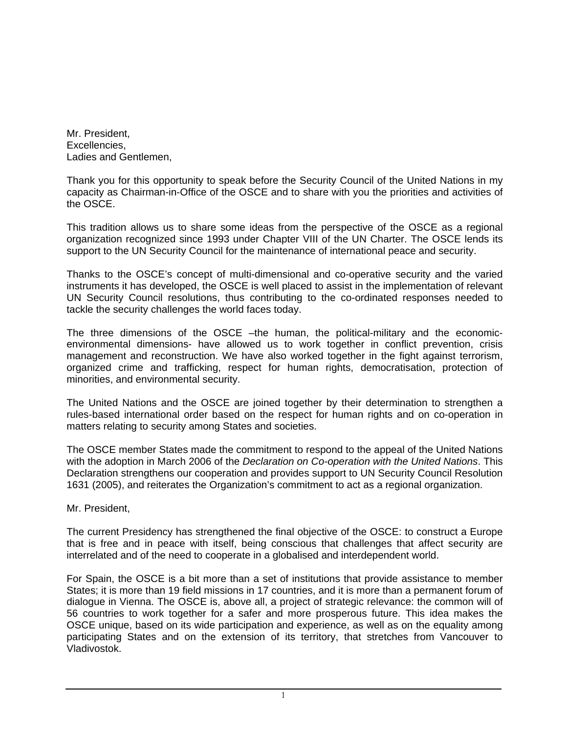Mr. President,
Excellencies,
Ladies and Gentlemen,

Thank you for this opportunity to speak before the Security Council of the United Nations in my capacity as Chairman-in-Office of the OSCE and to share with you the priorities and activities of the OSCE.

This tradition allows us to share some ideas from the perspective of the OSCE as a regional organization recognized since 1993 under Chapter VIII of the UN Charter. The OSCE lends its support to the UN Security Council for the maintenance of international peace and security.

Thanks to the OSCE's concept of multi-dimensional and co-operative security and the varied instruments it has developed, the OSCE is well placed to assist in the implementation of relevant UN Security Council resolutions, thus contributing to the co-ordinated responses needed to tackle the security challenges the world faces today.

The three dimensions of the OSCE –the human, the political-military and the economic-environmental dimensions- have allowed us to work together in conflict prevention, crisis management and reconstruction. We have also worked together in the fight against terrorism, organized crime and trafficking, respect for human rights, democratisation, protection of minorities, and environmental security.

The United Nations and the OSCE are joined together by their determination to strengthen a rules-based international order based on the respect for human rights and on co-operation in matters relating to security among States and societies.

The OSCE member States made the commitment to respond to the appeal of the United Nations with the adoption in March 2006 of the *Declaration on Co-operation with the United Nations*. This Declaration strengthens our cooperation and provides support to UN Security Council Resolution 1631 (2005), and reiterates the Organization's commitment to act as a regional organization.

Mr. President,

The current Presidency has strengthened the final objective of the OSCE: to construct a Europe that is free and in peace with itself, being conscious that challenges that affect security are interrelated and of the need to cooperate in a globalised and interdependent world.

For Spain, the OSCE is a bit more than a set of institutions that provide assistance to member States; it is more than 19 field missions in 17 countries, and it is more than a permanent forum of dialogue in Vienna. The OSCE is, above all, a project of strategic relevance: the common will of 56 countries to work together for a safer and more prosperous future. This idea makes the OSCE unique, based on its wide participation and experience, as well as on the equality among participating States and on the extension of its territory, that stretches from Vancouver to Vladivostok.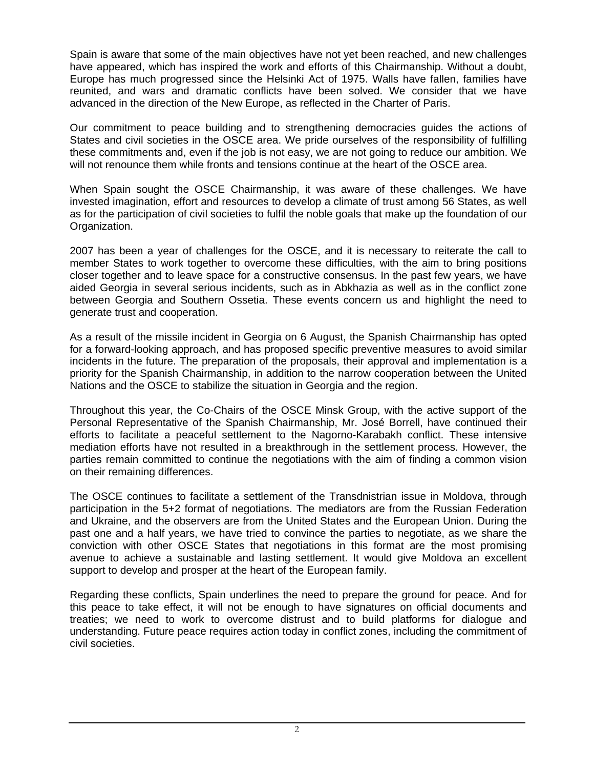Spain is aware that some of the main objectives have not yet been reached, and new challenges have appeared, which has inspired the work and efforts of this Chairmanship. Without a doubt, Europe has much progressed since the Helsinki Act of 1975. Walls have fallen, families have reunited, and wars and dramatic conflicts have been solved. We consider that we have advanced in the direction of the New Europe, as reflected in the Charter of Paris.

Our commitment to peace building and to strengthening democracies guides the actions of States and civil societies in the OSCE area. We pride ourselves of the responsibility of fulfilling these commitments and, even if the job is not easy, we are not going to reduce our ambition. We will not renounce them while fronts and tensions continue at the heart of the OSCE area.

When Spain sought the OSCE Chairmanship, it was aware of these challenges. We have invested imagination, effort and resources to develop a climate of trust among 56 States, as well as for the participation of civil societies to fulfil the noble goals that make up the foundation of our Organization.

2007 has been a year of challenges for the OSCE, and it is necessary to reiterate the call to member States to work together to overcome these difficulties, with the aim to bring positions closer together and to leave space for a constructive consensus. In the past few years, we have aided Georgia in several serious incidents, such as in Abkhazia as well as in the conflict zone between Georgia and Southern Ossetia. These events concern us and highlight the need to generate trust and cooperation.

As a result of the missile incident in Georgia on 6 August, the Spanish Chairmanship has opted for a forward-looking approach, and has proposed specific preventive measures to avoid similar incidents in the future. The preparation of the proposals, their approval and implementation is a priority for the Spanish Chairmanship, in addition to the narrow cooperation between the United Nations and the OSCE to stabilize the situation in Georgia and the region.

Throughout this year, the Co-Chairs of the OSCE Minsk Group, with the active support of the Personal Representative of the Spanish Chairmanship, Mr. José Borrell, have continued their efforts to facilitate a peaceful settlement to the Nagorno-Karabakh conflict. These intensive mediation efforts have not resulted in a breakthrough in the settlement process. However, the parties remain committed to continue the negotiations with the aim of finding a common vision on their remaining differences.

The OSCE continues to facilitate a settlement of the Transdnistrian issue in Moldova, through participation in the 5+2 format of negotiations. The mediators are from the Russian Federation and Ukraine, and the observers are from the United States and the European Union. During the past one and a half years, we have tried to convince the parties to negotiate, as we share the conviction with other OSCE States that negotiations in this format are the most promising avenue to achieve a sustainable and lasting settlement. It would give Moldova an excellent support to develop and prosper at the heart of the European family.

Regarding these conflicts, Spain underlines the need to prepare the ground for peace. And for this peace to take effect, it will not be enough to have signatures on official documents and treaties; we need to work to overcome distrust and to build platforms for dialogue and understanding. Future peace requires action today in conflict zones, including the commitment of civil societies.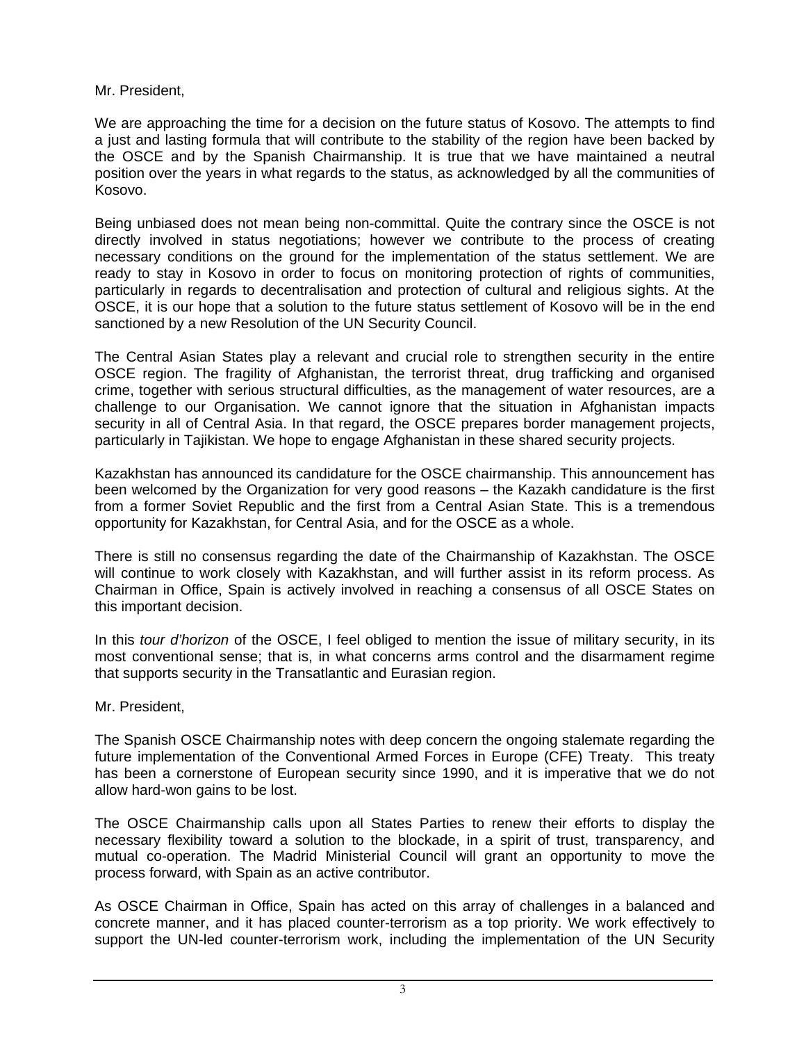Mr. President,

We are approaching the time for a decision on the future status of Kosovo. The attempts to find a just and lasting formula that will contribute to the stability of the region have been backed by the OSCE and by the Spanish Chairmanship. It is true that we have maintained a neutral position over the years in what regards to the status, as acknowledged by all the communities of Kosovo.

Being unbiased does not mean being non-committal. Quite the contrary since the OSCE is not directly involved in status negotiations; however we contribute to the process of creating necessary conditions on the ground for the implementation of the status settlement. We are ready to stay in Kosovo in order to focus on monitoring protection of rights of communities, particularly in regards to decentralisation and protection of cultural and religious sights. At the OSCE, it is our hope that a solution to the future status settlement of Kosovo will be in the end sanctioned by a new Resolution of the UN Security Council.

The Central Asian States play a relevant and crucial role to strengthen security in the entire OSCE region. The fragility of Afghanistan, the terrorist threat, drug trafficking and organised crime, together with serious structural difficulties, as the management of water resources, are a challenge to our Organisation. We cannot ignore that the situation in Afghanistan impacts security in all of Central Asia. In that regard, the OSCE prepares border management projects, particularly in Tajikistan. We hope to engage Afghanistan in these shared security projects.

Kazakhstan has announced its candidature for the OSCE chairmanship. This announcement has been welcomed by the Organization for very good reasons – the Kazakh candidature is the first from a former Soviet Republic and the first from a Central Asian State. This is a tremendous opportunity for Kazakhstan, for Central Asia, and for the OSCE as a whole.

There is still no consensus regarding the date of the Chairmanship of Kazakhstan. The OSCE will continue to work closely with Kazakhstan, and will further assist in its reform process. As Chairman in Office, Spain is actively involved in reaching a consensus of all OSCE States on this important decision.

In this *tour d'horizon* of the OSCE, I feel obliged to mention the issue of military security, in its most conventional sense; that is, in what concerns arms control and the disarmament regime that supports security in the Transatlantic and Eurasian region.

Mr. President,

The Spanish OSCE Chairmanship notes with deep concern the ongoing stalemate regarding the future implementation of the Conventional Armed Forces in Europe (CFE) Treaty. This treaty has been a cornerstone of European security since 1990, and it is imperative that we do not allow hard-won gains to be lost.

The OSCE Chairmanship calls upon all States Parties to renew their efforts to display the necessary flexibility toward a solution to the blockade, in a spirit of trust, transparency, and mutual co-operation. The Madrid Ministerial Council will grant an opportunity to move the process forward, with Spain as an active contributor.

As OSCE Chairman in Office, Spain has acted on this array of challenges in a balanced and concrete manner, and it has placed counter-terrorism as a top priority. We work effectively to support the UN-led counter-terrorism work, including the implementation of the UN Security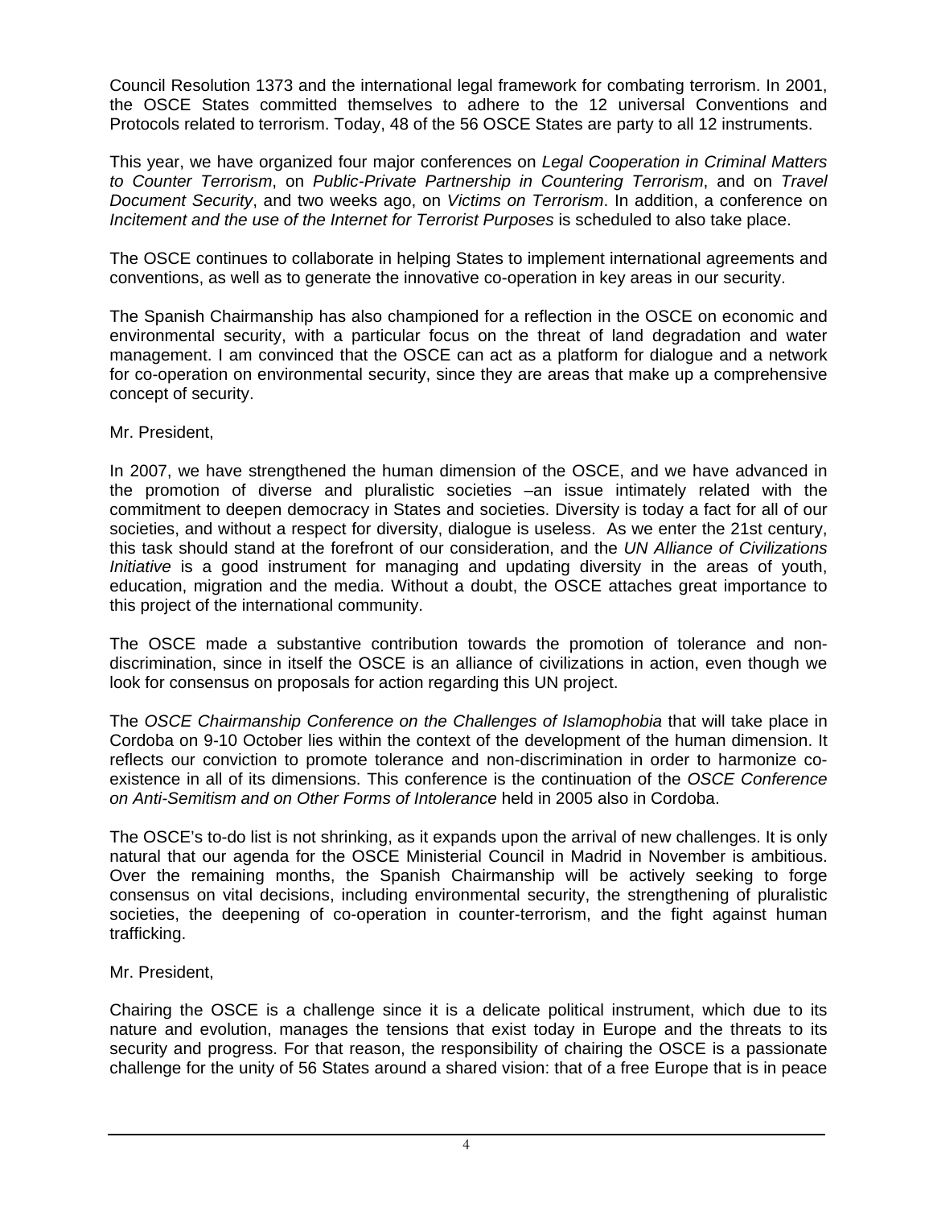Council Resolution 1373 and the international legal framework for combating terrorism. In 2001, the OSCE States committed themselves to adhere to the 12 universal Conventions and Protocols related to terrorism. Today, 48 of the 56 OSCE States are party to all 12 instruments.

This year, we have organized four major conferences on *Legal Cooperation in Criminal Matters to Counter Terrorism*, on *Public-Private Partnership in Countering Terrorism*, and on *Travel Document Security*, and two weeks ago, on *Victims on Terrorism*. In addition, a conference on *Incitement and the use of the Internet for Terrorist Purposes* is scheduled to also take place.

The OSCE continues to collaborate in helping States to implement international agreements and conventions, as well as to generate the innovative co-operation in key areas in our security.

The Spanish Chairmanship has also championed for a reflection in the OSCE on economic and environmental security, with a particular focus on the threat of land degradation and water management. I am convinced that the OSCE can act as a platform for dialogue and a network for co-operation on environmental security, since they are areas that make up a comprehensive concept of security.

Mr. President,

In 2007, we have strengthened the human dimension of the OSCE, and we have advanced in the promotion of diverse and pluralistic societies –an issue intimately related with the commitment to deepen democracy in States and societies. Diversity is today a fact for all of our societies, and without a respect for diversity, dialogue is useless. As we enter the 21st century, this task should stand at the forefront of our consideration, and the *UN Alliance of Civilizations Initiative* is a good instrument for managing and updating diversity in the areas of youth, education, migration and the media. Without a doubt, the OSCE attaches great importance to this project of the international community.

The OSCE made a substantive contribution towards the promotion of tolerance and non-discrimination, since in itself the OSCE is an alliance of civilizations in action, even though we look for consensus on proposals for action regarding this UN project.

The *OSCE Chairmanship Conference on the Challenges of Islamophobia* that will take place in Cordoba on 9-10 October lies within the context of the development of the human dimension. It reflects our conviction to promote tolerance and non-discrimination in order to harmonize co-existence in all of its dimensions. This conference is the continuation of the *OSCE Conference on Anti-Semitism and on Other Forms of Intolerance* held in 2005 also in Cordoba.

The OSCE's to-do list is not shrinking, as it expands upon the arrival of new challenges. It is only natural that our agenda for the OSCE Ministerial Council in Madrid in November is ambitious. Over the remaining months, the Spanish Chairmanship will be actively seeking to forge consensus on vital decisions, including environmental security, the strengthening of pluralistic societies, the deepening of co-operation in counter-terrorism, and the fight against human trafficking.

Mr. President,

Chairing the OSCE is a challenge since it is a delicate political instrument, which due to its nature and evolution, manages the tensions that exist today in Europe and the threats to its security and progress. For that reason, the responsibility of chairing the OSCE is a passionate challenge for the unity of 56 States around a shared vision: that of a free Europe that is in peace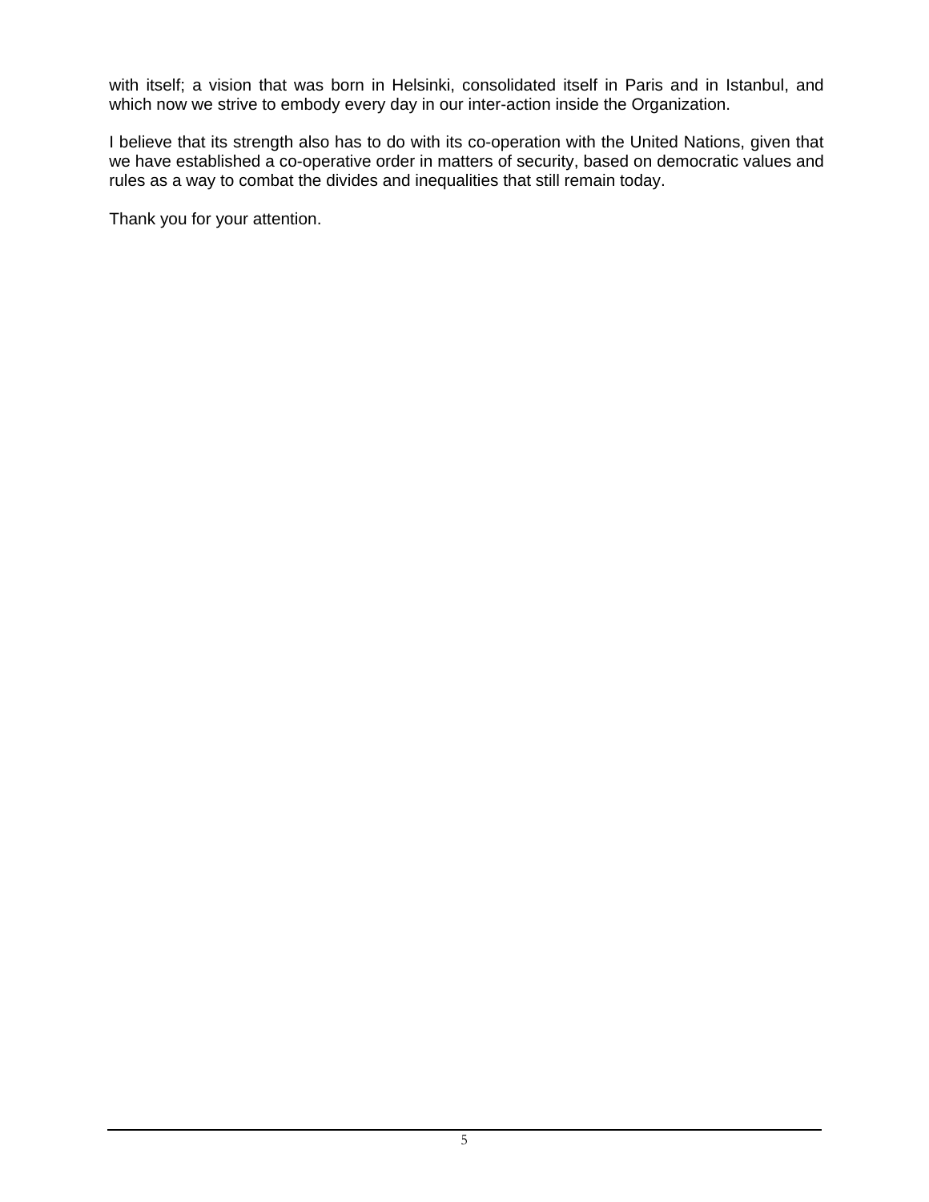with itself; a vision that was born in Helsinki, consolidated itself in Paris and in Istanbul, and which now we strive to embody every day in our inter-action inside the Organization.

I believe that its strength also has to do with its co-operation with the United Nations, given that we have established a co-operative order in matters of security, based on democratic values and rules as a way to combat the divides and inequalities that still remain today.

Thank you for your attention.